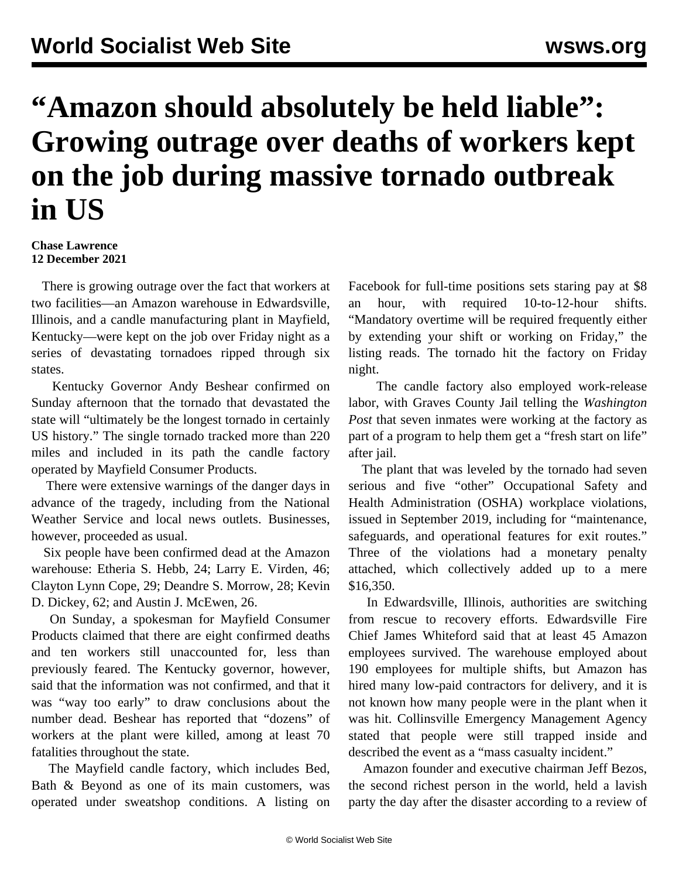# "Amazon should absolutely be held liable": Growing outrage over deaths of workers kept on the job during massive tornado outbreak in US

**Chase Lawrence**
**12 December 2021**

There is growing outrage over the fact that workers at two facilities—an Amazon warehouse in Edwardsville, Illinois, and a candle manufacturing plant in Mayfield, Kentucky—were kept on the job over Friday night as a series of devastating tornadoes ripped through six states.

Kentucky Governor Andy Beshear confirmed on Sunday afternoon that the tornado that devastated the state will "ultimately be the longest tornado in certainly US history." The single tornado tracked more than 220 miles and included in its path the candle factory operated by Mayfield Consumer Products.

There were extensive warnings of the danger days in advance of the tragedy, including from the National Weather Service and local news outlets. Businesses, however, proceeded as usual.

Six people have been confirmed dead at the Amazon warehouse: Etheria S. Hebb, 24; Larry E. Virden, 46; Clayton Lynn Cope, 29; Deandre S. Morrow, 28; Kevin D. Dickey, 62; and Austin J. McEwen, 26.

On Sunday, a spokesman for Mayfield Consumer Products claimed that there are eight confirmed deaths and ten workers still unaccounted for, less than previously feared. The Kentucky governor, however, said that the information was not confirmed, and that it was "way too early" to draw conclusions about the number dead. Beshear has reported that "dozens" of workers at the plant were killed, among at least 70 fatalities throughout the state.

The Mayfield candle factory, which includes Bed, Bath & Beyond as one of its main customers, was operated under sweatshop conditions. A listing on Facebook for full-time positions sets staring pay at $8 an hour, with required 10-to-12-hour shifts. "Mandatory overtime will be required frequently either by extending your shift or working on Friday," the listing reads. The tornado hit the factory on Friday night.

The candle factory also employed work-release labor, with Graves County Jail telling the *Washington Post* that seven inmates were working at the factory as part of a program to help them get a "fresh start on life" after jail.

The plant that was leveled by the tornado had seven serious and five "other" Occupational Safety and Health Administration (OSHA) workplace violations, issued in September 2019, including for "maintenance, safeguards, and operational features for exit routes." Three of the violations had a monetary penalty attached, which collectively added up to a mere $16,350.

In Edwardsville, Illinois, authorities are switching from rescue to recovery efforts. Edwardsville Fire Chief James Whiteford said that at least 45 Amazon employees survived. The warehouse employed about 190 employees for multiple shifts, but Amazon has hired many low-paid contractors for delivery, and it is not known how many people were in the plant when it was hit. Collinsville Emergency Management Agency stated that people were still trapped inside and described the event as a "mass casualty incident."

Amazon founder and executive chairman Jeff Bezos, the second richest person in the world, held a lavish party the day after the disaster according to a review of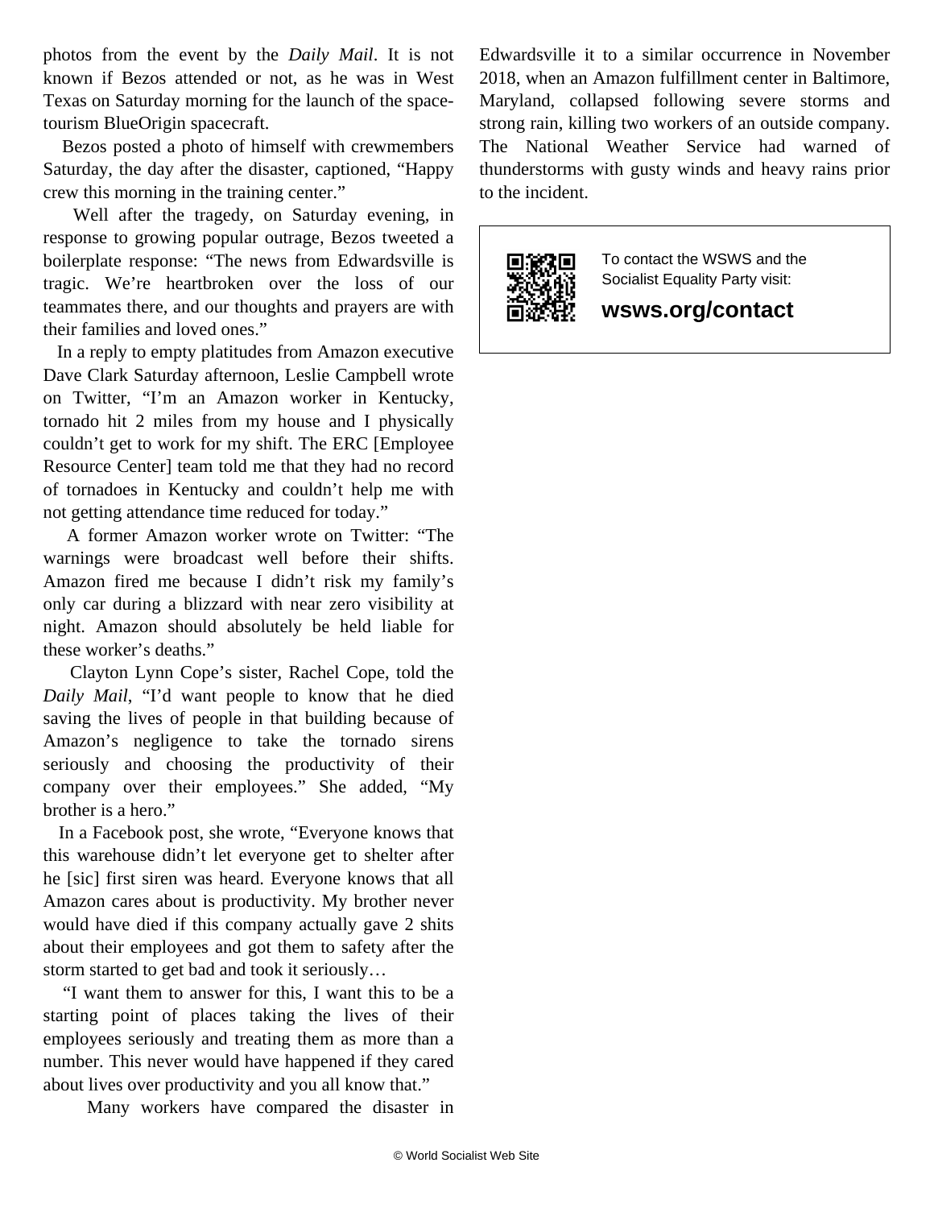photos from the event by the *Daily Mail*. It is not known if Bezos attended or not, as he was in West Texas on Saturday morning for the launch of the space-tourism BlueOrigin spacecraft.

Bezos posted a photo of himself with crewmembers Saturday, the day after the disaster, captioned, "Happy crew this morning in the training center."

Well after the tragedy, on Saturday evening, in response to growing popular outrage, Bezos tweeted a boilerplate response: "The news from Edwardsville is tragic. We're heartbroken over the loss of our teammates there, and our thoughts and prayers are with their families and loved ones."

In a reply to empty platitudes from Amazon executive Dave Clark Saturday afternoon, Leslie Campbell wrote on Twitter, "I'm an Amazon worker in Kentucky, tornado hit 2 miles from my house and I physically couldn't get to work for my shift. The ERC [Employee Resource Center] team told me that they had no record of tornadoes in Kentucky and couldn't help me with not getting attendance time reduced for today."

A former Amazon worker wrote on Twitter: "The warnings were broadcast well before their shifts. Amazon fired me because I didn't risk my family's only car during a blizzard with near zero visibility at night. Amazon should absolutely be held liable for these worker's deaths."

Clayton Lynn Cope's sister, Rachel Cope, told the *Daily Mail*, "I'd want people to know that he died saving the lives of people in that building because of Amazon's negligence to take the tornado sirens seriously and choosing the productivity of their company over their employees." She added, "My brother is a hero."

In a Facebook post, she wrote, "Everyone knows that this warehouse didn't let everyone get to shelter after he [sic] first siren was heard. Everyone knows that all Amazon cares about is productivity. My brother never would have died if this company actually gave 2 shits about their employees and got them to safety after the storm started to get bad and took it seriously…

"I want them to answer for this, I want this to be a starting point of places taking the lives of their employees seriously and treating them as more than a number. This never would have happened if they cared about lives over productivity and you all know that."

Many workers have compared the disaster in Edwardsville it to a similar occurrence in November 2018, when an Amazon fulfillment center in Baltimore, Maryland, collapsed following severe storms and strong rain, killing two workers of an outside company. The National Weather Service had warned of thunderstorms with gusty winds and heavy rains prior to the incident.

To contact the WSWS and the Socialist Equality Party visit:

**wsws.org/contact**